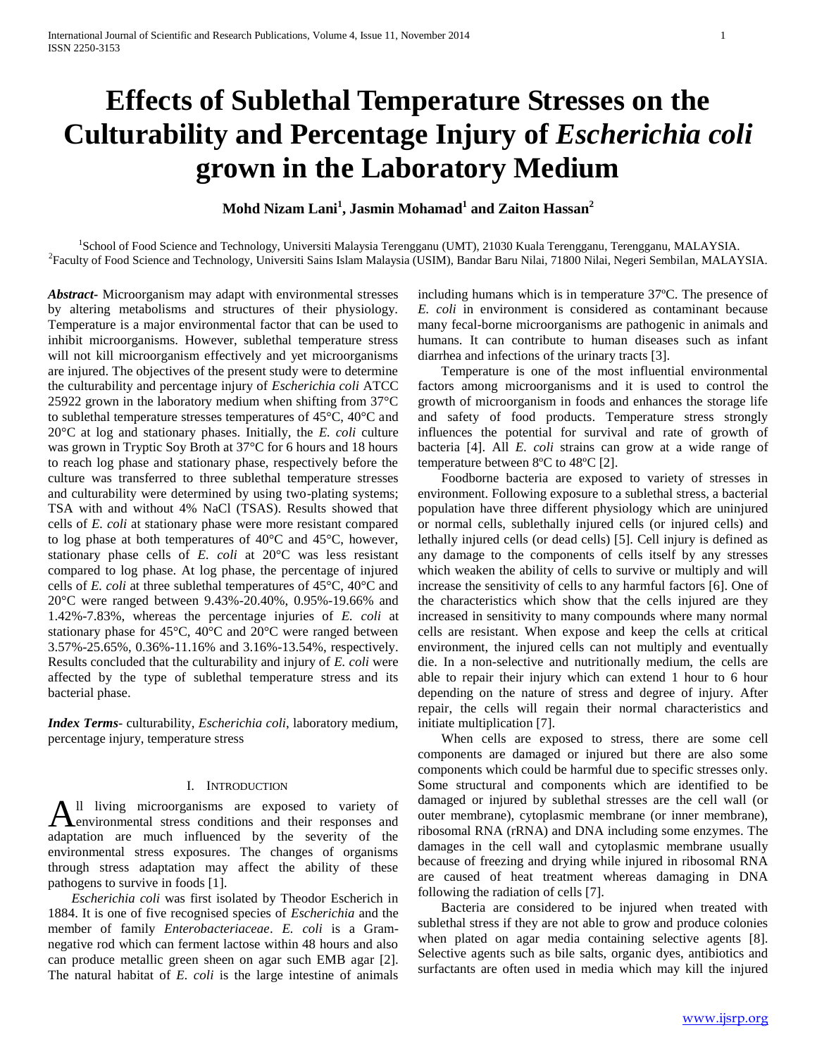# Effects of Sublethal Temperature Stresses on the Culturability and Percentage Injury of *Escherichia coli* grown in the Laboratory Medium

**Mohd Nizam Lani[1], Jasmin Mohamad[1] and Zaiton Hassan[2]**

[1]School of Food Science and Technology, Universiti Malaysia Terengganu (UMT), 21030 Kuala Terengganu, Terengganu, MALAYSIA.
[2]Faculty of Food Science and Technology, Universiti Sains Islam Malaysia (USIM), Bandar Baru Nilai, 71800 Nilai, Negeri Sembilan, MALAYSIA.

***Abstract***- Microorganism may adapt with environmental stresses by altering metabolisms and structures of their physiology. Temperature is a major environmental factor that can be used to inhibit microorganisms. However, sublethal temperature stress will not kill microorganism effectively and yet microorganisms are injured. The objectives of the present study were to determine the culturability and percentage injury of *Escherichia coli* ATCC 25922 grown in the laboratory medium when shifting from 37°C to sublethal temperature stresses temperatures of 45°C, 40°C and 20°C at log and stationary phases. Initially, the *E. coli* culture was grown in Tryptic Soy Broth at 37°C for 6 hours and 18 hours to reach log phase and stationary phase, respectively before the culture was transferred to three sublethal temperature stresses and culturability were determined by using two-plating systems; TSA with and without 4% NaCl (TSAS). Results showed that cells of *E. coli* at stationary phase were more resistant compared to log phase at both temperatures of 40°C and 45°C, however, stationary phase cells of *E. coli* at 20°C was less resistant compared to log phase. At log phase, the percentage of injured cells of *E. coli* at three sublethal temperatures of 45°C, 40°C and 20°C were ranged between 9.43%-20.40%, 0.95%-19.66% and 1.42%-7.83%, whereas the percentage injuries of *E. coli* at stationary phase for 45°C, 40°C and 20°C were ranged between 3.57%-25.65%, 0.36%-11.16% and 3.16%-13.54%, respectively. Results concluded that the culturability and injury of *E. coli* were affected by the type of sublethal temperature stress and its bacterial phase.

***Index Terms***- culturability, *Escherichia coli*, laboratory medium, percentage injury, temperature stress

## I. Introduction

All living microorganisms are exposed to variety of environmental stress conditions and their responses and adaptation are much influenced by the severity of the environmental stress exposures. The changes of organisms through stress adaptation may affect the ability of these pathogens to survive in foods [1].

*Escherichia coli* was first isolated by Theodor Escherich in 1884. It is one of five recognised species of *Escherichia* and the member of family *Enterobacteriaceae*. *E. coli* is a Gram-negative rod which can ferment lactose within 48 hours and also can produce metallic green sheen on agar such EMB agar [2]. The natural habitat of *E. coli* is the large intestine of animals including humans which is in temperature 37ºC. The presence of *E. coli* in environment is considered as contaminant because many fecal-borne microorganisms are pathogenic in animals and humans. It can contribute to human diseases such as infant diarrhea and infections of the urinary tracts [3].

Temperature is one of the most influential environmental factors among microorganisms and it is used to control the growth of microorganism in foods and enhances the storage life and safety of food products. Temperature stress strongly influences the potential for survival and rate of growth of bacteria [4]. All *E. coli* strains can grow at a wide range of temperature between 8ºC to 48ºC [2].

Foodborne bacteria are exposed to variety of stresses in environment. Following exposure to a sublethal stress, a bacterial population have three different physiology which are uninjured or normal cells, sublethally injured cells (or injured cells) and lethally injured cells (or dead cells) [5]. Cell injury is defined as any damage to the components of cells itself by any stresses which weaken the ability of cells to survive or multiply and will increase the sensitivity of cells to any harmful factors [6]. One of the characteristics which show that the cells injured are they increased in sensitivity to many compounds where many normal cells are resistant. When expose and keep the cells at critical environment, the injured cells can not multiply and eventually die. In a non-selective and nutritionally medium, the cells are able to repair their injury which can extend 1 hour to 6 hour depending on the nature of stress and degree of injury. After repair, the cells will regain their normal characteristics and initiate multiplication [7].

When cells are exposed to stress, there are some cell components are damaged or injured but there are also some components which could be harmful due to specific stresses only. Some structural and components which are identified to be damaged or injured by sublethal stresses are the cell wall (or outer membrane), cytoplasmic membrane (or inner membrane), ribosomal RNA (rRNA) and DNA including some enzymes. The damages in the cell wall and cytoplasmic membrane usually because of freezing and drying while injured in ribosomal RNA are caused of heat treatment whereas damaging in DNA following the radiation of cells [7].

Bacteria are considered to be injured when treated with sublethal stress if they are not able to grow and produce colonies when plated on agar media containing selective agents [8]. Selective agents such as bile salts, organic dyes, antibiotics and surfactants are often used in media which may kill the injured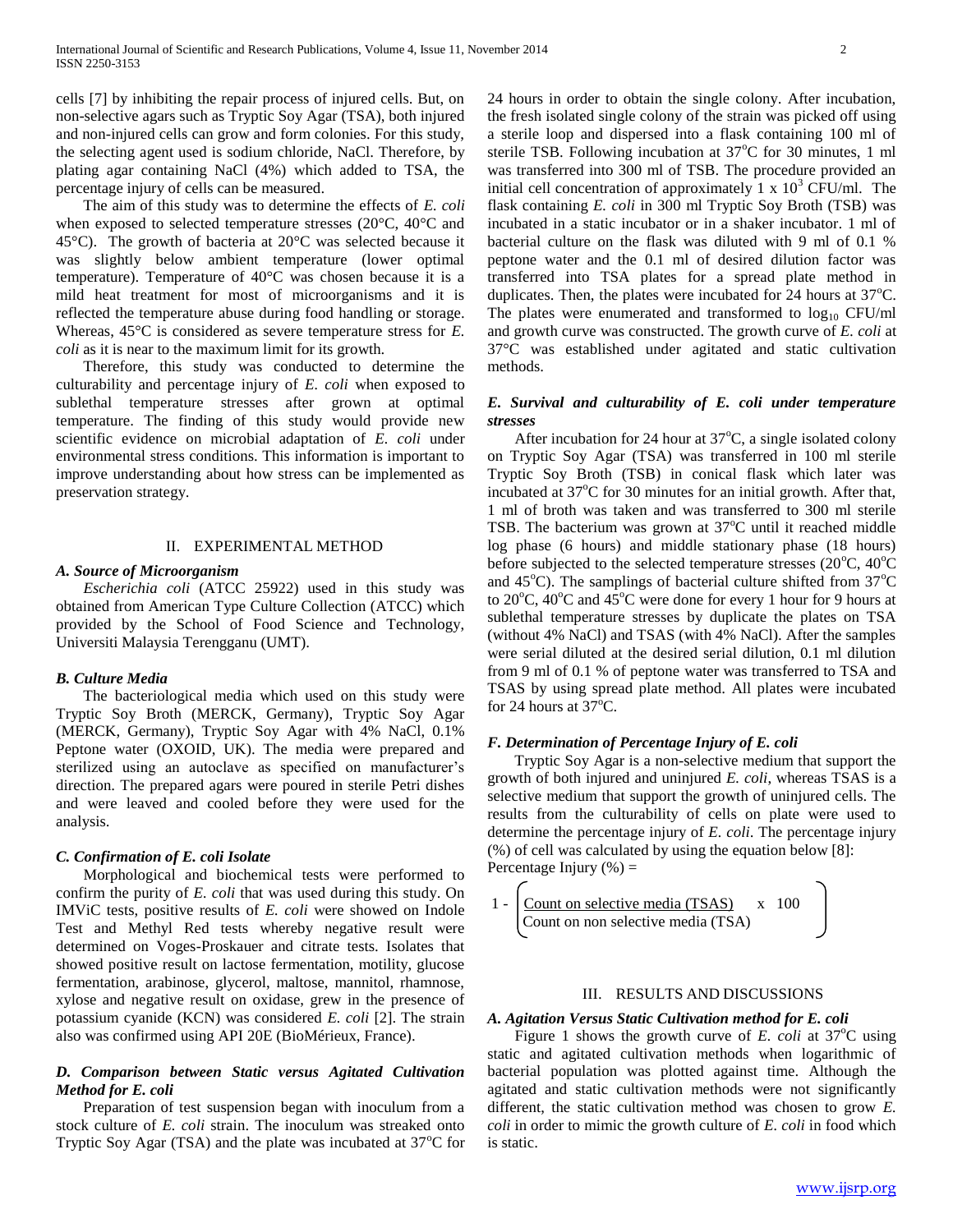cells [7] by inhibiting the repair process of injured cells. But, on non-selective agars such as Tryptic Soy Agar (TSA), both injured and non-injured cells can grow and form colonies. For this study, the selecting agent used is sodium chloride, NaCl. Therefore, by plating agar containing NaCl (4%) which added to TSA, the percentage injury of cells can be measured.

The aim of this study was to determine the effects of *E. coli* when exposed to selected temperature stresses (20°C, 40°C and 45°C). The growth of bacteria at 20°C was selected because it was slightly below ambient temperature (lower optimal temperature). Temperature of 40°C was chosen because it is a mild heat treatment for most of microorganisms and it is reflected the temperature abuse during food handling or storage. Whereas, 45°C is considered as severe temperature stress for *E. coli* as it is near to the maximum limit for its growth.

Therefore, this study was conducted to determine the culturability and percentage injury of *E. coli* when exposed to sublethal temperature stresses after grown at optimal temperature. The finding of this study would provide new scientific evidence on microbial adaptation of *E. coli* under environmental stress conditions. This information is important to improve understanding about how stress can be implemented as preservation strategy.

## II. EXPERIMENTAL METHOD

### *A. Source of Microorganism*

*Escherichia coli* (ATCC 25922) used in this study was obtained from American Type Culture Collection (ATCC) which provided by the School of Food Science and Technology, Universiti Malaysia Terengganu (UMT).

### *B. Culture Media*

The bacteriological media which used on this study were Tryptic Soy Broth (MERCK, Germany), Tryptic Soy Agar (MERCK, Germany), Tryptic Soy Agar with 4% NaCl, 0.1% Peptone water (OXOID, UK). The media were prepared and sterilized using an autoclave as specified on manufacturer's direction. The prepared agars were poured in sterile Petri dishes and were leaved and cooled before they were used for the analysis.

### *C. Confirmation of E. coli Isolate*

Morphological and biochemical tests were performed to confirm the purity of *E. coli* that was used during this study. On IMViC tests, positive results of *E. coli* were showed on Indole Test and Methyl Red tests whereby negative result were determined on Voges-Proskauer and citrate tests. Isolates that showed positive result on lactose fermentation, motility, glucose fermentation, arabinose, glycerol, maltose, mannitol, rhamnose, xylose and negative result on oxidase, grew in the presence of potassium cyanide (KCN) was considered *E. coli* [2]. The strain also was confirmed using API 20E (BioMérieux, France).

### *D. Comparison between Static versus Agitated Cultivation Method for E. coli*

Preparation of test suspension began with inoculum from a stock culture of *E. coli* strain. The inoculum was streaked onto Tryptic Soy Agar (TSA) and the plate was incubated at 37°C for 24 hours in order to obtain the single colony. After incubation, the fresh isolated single colony of the strain was picked off using a sterile loop and dispersed into a flask containing 100 ml of sterile TSB. Following incubation at 37°C for 30 minutes, 1 ml was transferred into 300 ml of TSB. The procedure provided an initial cell concentration of approximately $1 \times 10^3$ CFU/ml. The flask containing *E. coli* in 300 ml Tryptic Soy Broth (TSB) was incubated in a static incubator or in a shaker incubator. 1 ml of bacterial culture on the flask was diluted with 9 ml of 0.1 % peptone water and the 0.1 ml of desired dilution factor was transferred into TSA plates for a spread plate method in duplicates. Then, the plates were incubated for 24 hours at 37°C. The plates were enumerated and transformed to $\log_{10}$ CFU/ml and growth curve was constructed. The growth curve of *E. coli* at 37°C was established under agitated and static cultivation methods.

### *E. Survival and culturability of E. coli under temperature stresses*

After incubation for 24 hour at 37°C, a single isolated colony on Tryptic Soy Agar (TSA) was transferred in 100 ml sterile Tryptic Soy Broth (TSB) in conical flask which later was incubated at 37°C for 30 minutes for an initial growth. After that, 1 ml of broth was taken and was transferred to 300 ml sterile TSB. The bacterium was grown at 37°C until it reached middle log phase (6 hours) and middle stationary phase (18 hours) before subjected to the selected temperature stresses (20°C, 40°C and 45°C). The samplings of bacterial culture shifted from 37°C to 20°C, 40°C and 45°C were done for every 1 hour for 9 hours at sublethal temperature stresses by duplicate the plates on TSA (without 4% NaCl) and TSAS (with 4% NaCl). After the samples were serial diluted at the desired serial dilution, 0.1 ml dilution from 9 ml of 0.1 % of peptone water was transferred to TSA and TSAS by using spread plate method. All plates were incubated for 24 hours at 37°C.

### *F. Determination of Percentage Injury of E. coli*

Tryptic Soy Agar is a non-selective medium that support the growth of both injured and uninjured *E. coli*, whereas TSAS is a selective medium that support the growth of uninjured cells. The results from the culturability of cells on plate were used to determine the percentage injury of *E. coli*. The percentage injury (%) of cell was calculated by using the equation below [8]:

Percentage Injury (%) =

$$1 - \left( \frac{\text{Count on selective media (TSAS)}}{\text{Count on non selective media (TSA)}} \times 100 \right)$$

## III. RESULTS AND DISCUSSIONS

### *A. Agitation Versus Static Cultivation method for E. coli*

Figure 1 shows the growth curve of *E. coli* at 37°C using static and agitated cultivation methods when logarithmic of bacterial population was plotted against time. Although the agitated and static cultivation methods were not significantly different, the static cultivation method was chosen to grow *E. coli* in order to mimic the growth culture of *E. coli* in food which is static.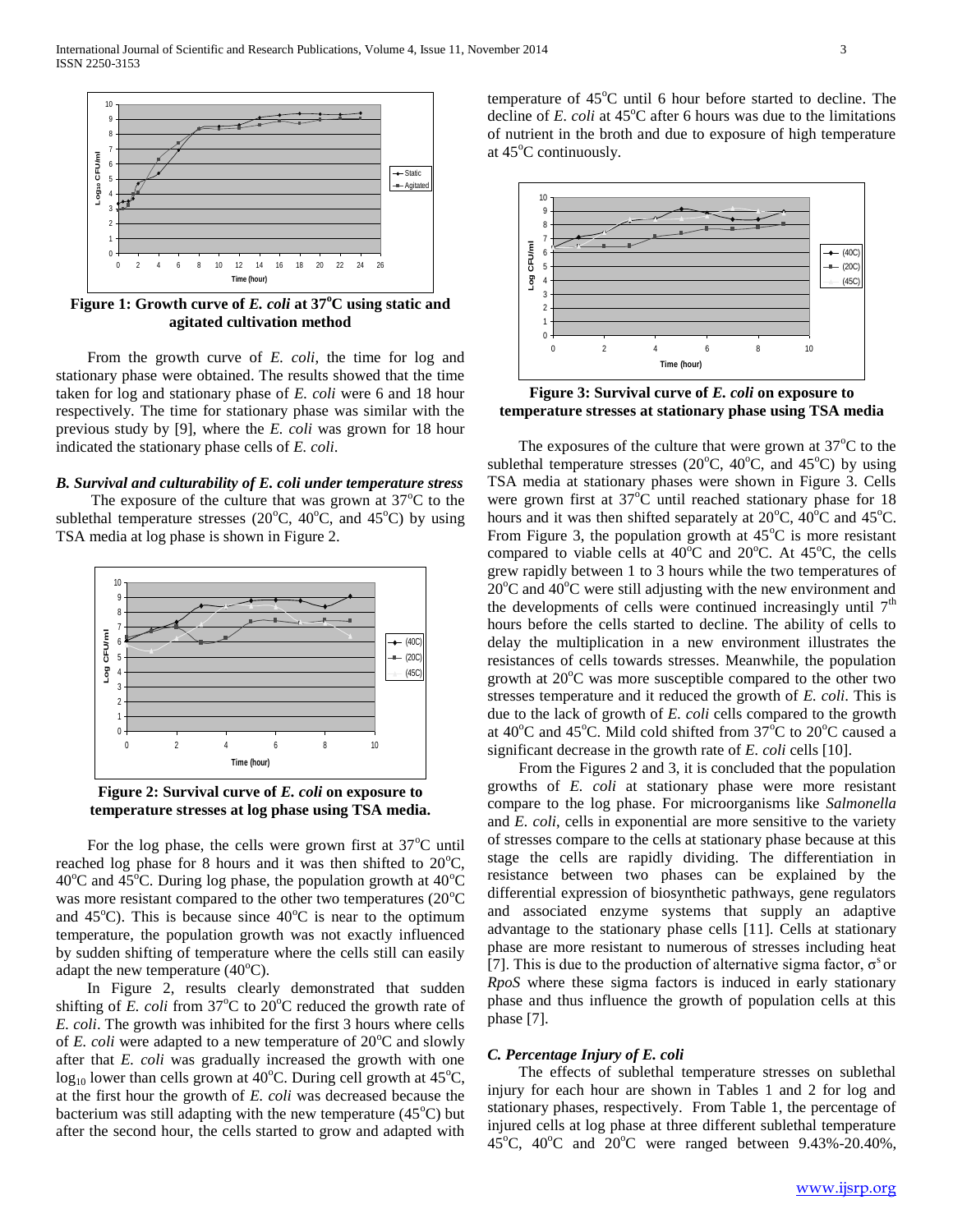Figure 1: Growth curve of *E. coli* at 37°C using static and agitated cultivation method

From the growth curve of *E. coli*, the time for log and stationary phase were obtained. The results showed that the time taken for log and stationary phase of *E. coli* were 6 and 18 hour respectively. The time for stationary phase was similar with the previous study by [9], where the *E. coli* was grown for 18 hour indicated the stationary phase cells of *E. coli*.

### *B. Survival and culturability of E. coli under temperature stress*

The exposure of the culture that was grown at 37°C to the sublethal temperature stresses (20°C, 40°C, and 45°C) by using TSA media at log phase is shown in Figure 2.

Figure 2: Survival curve of *E. coli* on exposure to temperature stresses at log phase using TSA media.

For the log phase, the cells were grown first at 37°C until reached log phase for 8 hours and it was then shifted to 20°C, 40°C and 45°C. During log phase, the population growth at 40°C was more resistant compared to the other two temperatures (20°C and 45°C). This is because since 40°C is near to the optimum temperature, the population growth was not exactly influenced by sudden shifting of temperature where the cells still can easily adapt the new temperature (40°C).

In Figure 2, results clearly demonstrated that sudden shifting of *E. coli* from 37°C to 20°C reduced the growth rate of *E. coli*. The growth was inhibited for the first 3 hours where cells of *E. coli* were adapted to a new temperature of 20°C and slowly after that *E. coli* was gradually increased the growth with one $\log_{10}$ lower than cells grown at 40°C. During cell growth at 45°C, at the first hour the growth of *E. coli* was decreased because the bacterium was still adapting with the new temperature (45°C) but after the second hour, the cells started to grow and adapted with temperature of 45°C until 6 hour before started to decline. The decline of *E. coli* at 45°C after 6 hours was due to the limitations of nutrient in the broth and due to exposure of high temperature at 45°C continuously.

Figure 3: Survival curve of *E. coli* on exposure to temperature stresses at stationary phase using TSA media

The exposures of the culture that were grown at 37°C to the sublethal temperature stresses (20°C, 40°C, and 45°C) by using TSA media at stationary phases were shown in Figure 3. Cells were grown first at 37°C until reached stationary phase for 18 hours and it was then shifted separately at 20°C, 40°C and 45°C. From Figure 3, the population growth at 45°C is more resistant compared to viable cells at 40°C and 20°C. At 45°C, the cells grew rapidly between 1 to 3 hours while the two temperatures of 20°C and 40°C were still adjusting with the new environment and the developments of cells were continued increasingly until 7th hours before the cells started to decline. The ability of cells to delay the multiplication in a new environment illustrates the resistances of cells towards stresses. Meanwhile, the population growth at 20°C was more susceptible compared to the other two stresses temperature and it reduced the growth of *E. coli*. This is due to the lack of growth of *E. coli* cells compared to the growth at 40°C and 45°C. Mild cold shifted from 37°C to 20°C caused a significant decrease in the growth rate of *E. coli* cells [10].

From the Figures 2 and 3, it is concluded that the population growths of *E. coli* at stationary phase were more resistant compare to the log phase. For microorganisms like *Salmonella* and *E. coli*, cells in exponential are more sensitive to the variety of stresses compare to the cells at stationary phase because at this stage the cells are rapidly dividing. The differentiation in resistance between two phases can be explained by the differential expression of biosynthetic pathways, gene regulators and associated enzyme systems that supply an adaptive advantage to the stationary phase cells [11]. Cells at stationary phase are more resistant to numerous of stresses including heat [7]. This is due to the production of alternative sigma factor, $\sigma^s$ or *RpoS* where these sigma factors is induced in early stationary phase and thus influence the growth of population cells at this phase [7].

### *C. Percentage Injury of E. coli*

The effects of sublethal temperature stresses on sublethal injury for each hour are shown in Tables 1 and 2 for log and stationary phases, respectively. From Table 1, the percentage of injured cells at log phase at three different sublethal temperature 45°C, 40°C and 20°C were ranged between 9.43%-20.40%,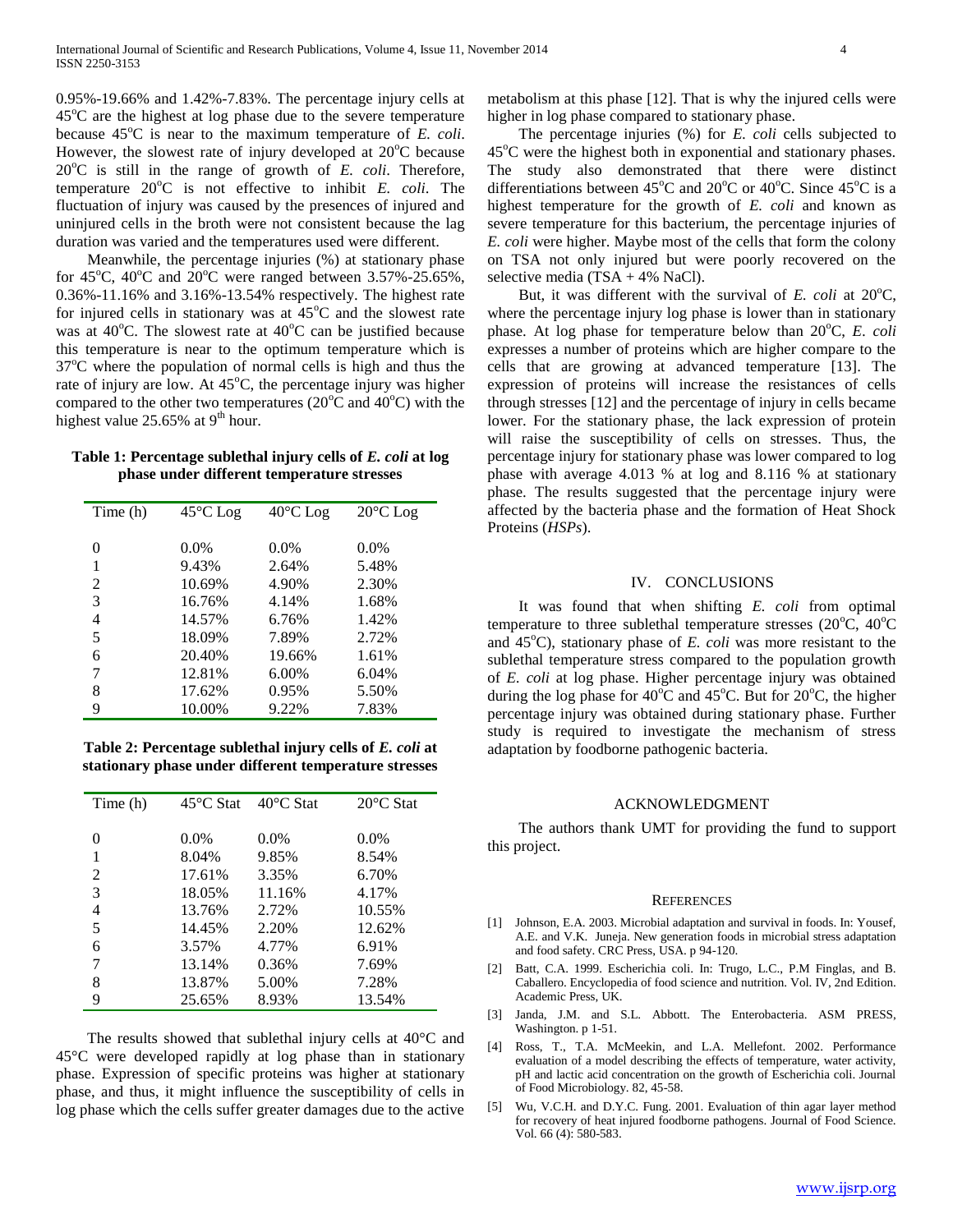0.95%-19.66% and 1.42%-7.83%. The percentage injury cells at 45°C are the highest at log phase due to the severe temperature because 45°C is near to the maximum temperature of *E. coli*. However, the slowest rate of injury developed at 20°C because 20°C is still in the range of growth of *E. coli*. Therefore, temperature 20°C is not effective to inhibit *E. coli*. The fluctuation of injury was caused by the presences of injured and uninjured cells in the broth were not consistent because the lag duration was varied and the temperatures used were different.

Meanwhile, the percentage injuries (%) at stationary phase for 45°C, 40°C and 20°C were ranged between 3.57%-25.65%, 0.36%-11.16% and 3.16%-13.54% respectively. The highest rate for injured cells in stationary was at 45°C and the slowest rate was at 40°C. The slowest rate at 40°C can be justified because this temperature is near to the optimum temperature which is 37°C where the population of normal cells is high and thus the rate of injury are low. At 45°C, the percentage injury was higher compared to the other two temperatures (20°C and 40°C) with the highest value 25.65% at 9th hour.

**Table 1: Percentage sublethal injury cells of *E. coli* at log phase under different temperature stresses**

| Time (h) | 45°C Log | 40°C Log | 20°C Log |
|---|---|---|---|
| 0 | 0.0% | 0.0% | 0.0% |
| 1 | 9.43% | 2.64% | 5.48% |
| 2 | 10.69% | 4.90% | 2.30% |
| 3 | 16.76% | 4.14% | 1.68% |
| 4 | 14.57% | 6.76% | 1.42% |
| 5 | 18.09% | 7.89% | 2.72% |
| 6 | 20.40% | 19.66% | 1.61% |
| 7 | 12.81% | 6.00% | 6.04% |
| 8 | 17.62% | 0.95% | 5.50% |
| 9 | 10.00% | 9.22% | 7.83% |

**Table 2: Percentage sublethal injury cells of *E. coli* at stationary phase under different temperature stresses**

| Time (h) | 45°C Stat | 40°C Stat | 20°C Stat |
|---|---|---|---|
| 0 | 0.0% | 0.0% | 0.0% |
| 1 | 8.04% | 9.85% | 8.54% |
| 2 | 17.61% | 3.35% | 6.70% |
| 3 | 18.05% | 11.16% | 4.17% |
| 4 | 13.76% | 2.72% | 10.55% |
| 5 | 14.45% | 2.20% | 12.62% |
| 6 | 3.57% | 4.77% | 6.91% |
| 7 | 13.14% | 0.36% | 7.69% |
| 8 | 13.87% | 5.00% | 7.28% |
| 9 | 25.65% | 8.93% | 13.54% |

The results showed that sublethal injury cells at 40°C and 45°C were developed rapidly at log phase than in stationary phase. Expression of specific proteins was higher at stationary phase, and thus, it might influence the susceptibility of cells in log phase which the cells suffer greater damages due to the active metabolism at this phase [12]. That is why the injured cells were higher in log phase compared to stationary phase.

The percentage injuries (%) for *E. coli* cells subjected to 45°C were the highest both in exponential and stationary phases. The study also demonstrated that there were distinct differentiations between 45°C and 20°C or 40°C. Since 45°C is a highest temperature for the growth of *E. coli* and known as severe temperature for this bacterium, the percentage injuries of *E. coli* were higher. Maybe most of the cells that form the colony on TSA not only injured but were poorly recovered on the selective media (TSA + 4% NaCl).

But, it was different with the survival of *E. coli* at 20°C, where the percentage injury log phase is lower than in stationary phase. At log phase for temperature below than 20°C, *E. coli* expresses a number of proteins which are higher compare to the cells that are growing at advanced temperature [13]. The expression of proteins will increase the resistances of cells through stresses [12] and the percentage of injury in cells became lower. For the stationary phase, the lack expression of protein will raise the susceptibility of cells on stresses. Thus, the percentage injury for stationary phase was lower compared to log phase with average 4.013 % at log and 8.116 % at stationary phase. The results suggested that the percentage injury were affected by the bacteria phase and the formation of Heat Shock Proteins (*HSPs*).

## IV. Conclusions

It was found that when shifting *E. coli* from optimal temperature to three sublethal temperature stresses (20°C, 40°C and 45°C), stationary phase of *E. coli* was more resistant to the sublethal temperature stress compared to the population growth of *E. coli* at log phase. Higher percentage injury was obtained during the log phase for 40°C and 45°C. But for 20°C, the higher percentage injury was obtained during stationary phase. Further study is required to investigate the mechanism of stress adaptation by foodborne pathogenic bacteria.

## Acknowledgment

The authors thank UMT for providing the fund to support this project.

## References

[1] Johnson, E.A. 2003. Microbial adaptation and survival in foods. In: Yousef, A.E. and V.K. Juneja. New generation foods in microbial stress adaptation and food safety. CRC Press, USA. p 94-120.

[2] Batt, C.A. 1999. Escherichia coli. In: Trugo, L.C., P.M Finglas, and B. Caballero. Encyclopedia of food science and nutrition. Vol. IV, 2nd Edition. Academic Press, UK.

[3] Janda, J.M. and S.L. Abbott. The Enterobacteria. ASM PRESS, Washington. p 1-51.

[4] Ross, T., T.A. McMeekin, and L.A. Mellefont. 2002. Performance evaluation of a model describing the effects of temperature, water activity, pH and lactic acid concentration on the growth of Escherichia coli. Journal of Food Microbiology. 82, 45-58.

[5] Wu, V.C.H. and D.Y.C. Fung. 2001. Evaluation of thin agar layer method for recovery of heat injured foodborne pathogens. Journal of Food Science. Vol. 66 (4): 580-583.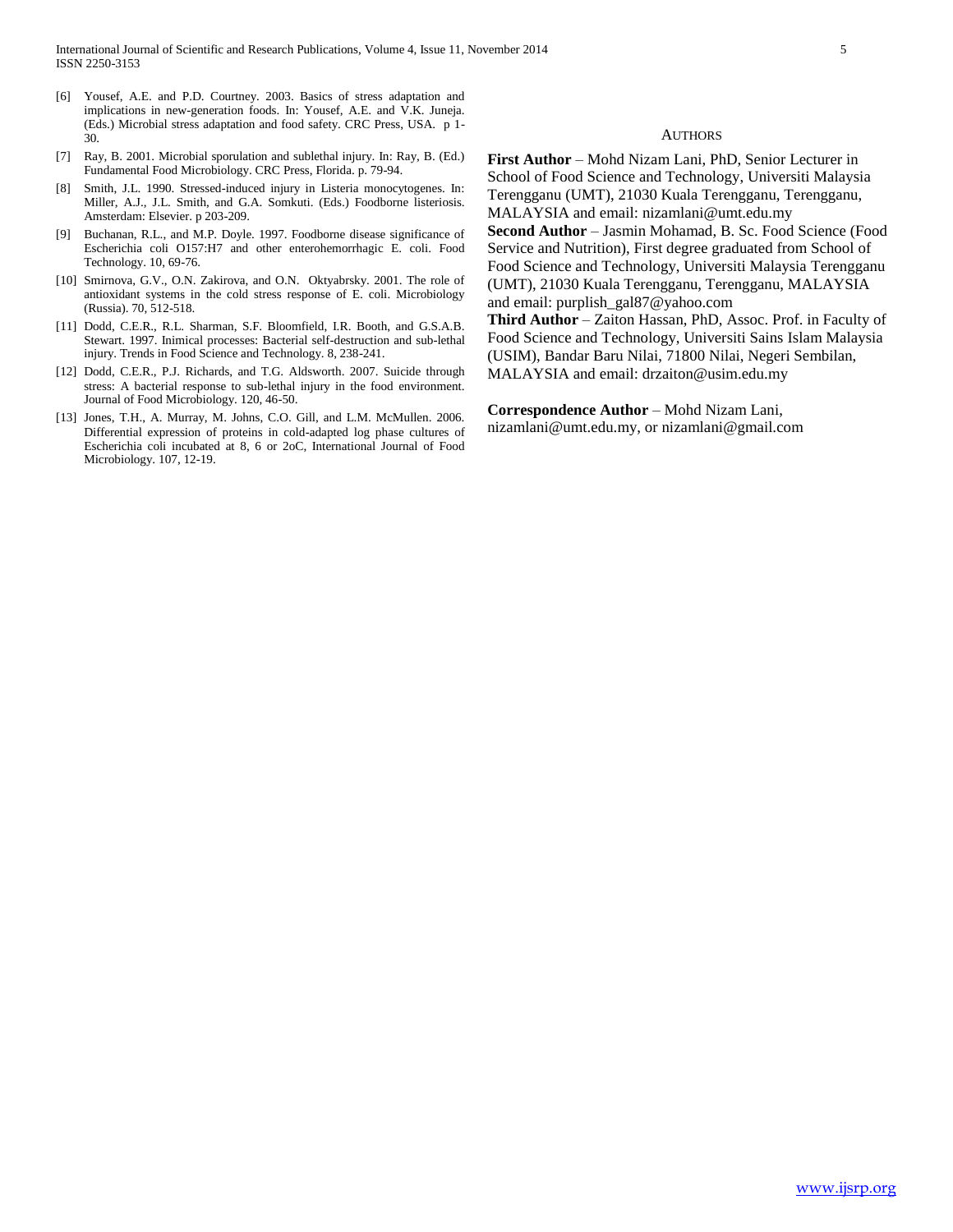[6] Yousef, A.E. and P.D. Courtney. 2003. Basics of stress adaptation and implications in new-generation foods. In: Yousef, A.E. and V.K. Juneja. (Eds.) Microbial stress adaptation and food safety. CRC Press, USA. p 1-30.

[7] Ray, B. 2001. Microbial sporulation and sublethal injury. In: Ray, B. (Ed.) Fundamental Food Microbiology. CRC Press, Florida. p. 79-94.

[8] Smith, J.L. 1990. Stressed-induced injury in Listeria monocytogenes. In: Miller, A.J., J.L. Smith, and G.A. Somkuti. (Eds.) Foodborne listeriosis. Amsterdam: Elsevier. p 203-209.

[9] Buchanan, R.L., and M.P. Doyle. 1997. Foodborne disease significance of Escherichia coli O157:H7 and other enterohemorrhagic E. coli. Food Technology. 10, 69-76.

[10] Smirnova, G.V., O.N. Zakirova, and O.N. Oktyabrsky. 2001. The role of antioxidant systems in the cold stress response of E. coli. Microbiology (Russia). 70, 512-518.

[11] Dodd, C.E.R., R.L. Sharman, S.F. Bloomfield, I.R. Booth, and G.S.A.B. Stewart. 1997. Inimical processes: Bacterial self-destruction and sub-lethal injury. Trends in Food Science and Technology. 8, 238-241.

[12] Dodd, C.E.R., P.J. Richards, and T.G. Aldsworth. 2007. Suicide through stress: A bacterial response to sub-lethal injury in the food environment. Journal of Food Microbiology. 120, 46-50.

[13] Jones, T.H., A. Murray, M. Johns, C.O. Gill, and L.M. McMullen. 2006. Differential expression of proteins in cold-adapted log phase cultures of Escherichia coli incubated at 8, 6 or 2oC, International Journal of Food Microbiology. 107, 12-19.

## AUTHORS

**First Author** – Mohd Nizam Lani, PhD, Senior Lecturer in School of Food Science and Technology, Universiti Malaysia Terengganu (UMT), 21030 Kuala Terengganu, Terengganu, MALAYSIA and email: nizamlani@umt.edu.my

**Second Author** – Jasmin Mohamad, B. Sc. Food Science (Food Service and Nutrition), First degree graduated from School of Food Science and Technology, Universiti Malaysia Terengganu (UMT), 21030 Kuala Terengganu, Terengganu, MALAYSIA and email: purplish_gal87@yahoo.com

**Third Author** – Zaiton Hassan, PhD, Assoc. Prof. in Faculty of Food Science and Technology, Universiti Sains Islam Malaysia (USIM), Bandar Baru Nilai, 71800 Nilai, Negeri Sembilan, MALAYSIA and email: drzaiton@usim.edu.my

**Correspondence Author** – Mohd Nizam Lani, nizamlani@umt.edu.my, or nizamlani@gmail.com